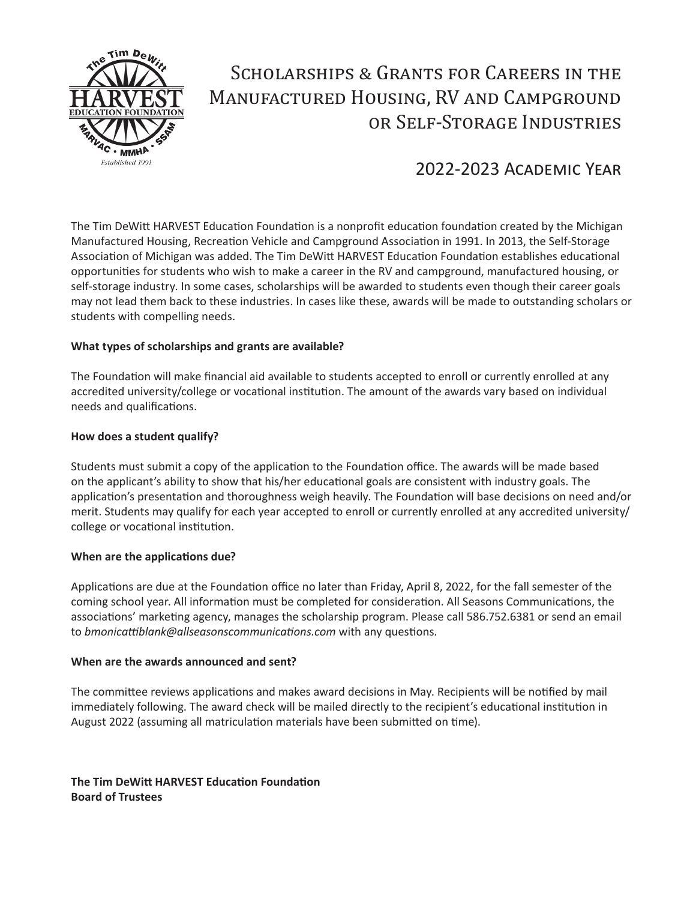# Scholarships & Grants for Careers in the Manufactured Housing, RV and Campground or Self-Storage Industries

## 2022-2023 Academic Year

The Tim DeWitt HARVEST Education Foundation is a nonprofit education foundation created by the Michigan Manufactured Housing, Recreation Vehicle and Campground Association in 1991. In 2013, the Self-Storage Association of Michigan was added. The Tim DeWitt HARVEST Education Foundation establishes educational opportunities for students who wish to make a career in the RV and campground, manufactured housing, or self-storage industry. In some cases, scholarships will be awarded to students even though their career goals may not lead them back to these industries. In cases like these, awards will be made to outstanding scholars or students with compelling needs.

**What types of scholarships and grants are available?**

The Foundation will make financial aid available to students accepted to enroll or currently enrolled at any accredited university/college or vocational institution. The amount of the awards vary based on individual needs and qualifications.

**How does a student qualify?**

Students must submit a copy of the application to the Foundation office. The awards will be made based on the applicant's ability to show that his/her educational goals are consistent with industry goals. The application's presentation and thoroughness weigh heavily. The Foundation will base decisions on need and/or merit. Students may qualify for each year accepted to enroll or currently enrolled at any accredited university/college or vocational institution.

**When are the applications due?**

Applications are due at the Foundation office no later than Friday, April 8, 2022, for the fall semester of the coming school year. All information must be completed for consideration. All Seasons Communications, the associations' marketing agency, manages the scholarship program. Please call 586.752.6381 or send an email to *bmonicattiblank@allseasonscommunications.com* with any questions.

**When are the awards announced and sent?**

The committee reviews applications and makes award decisions in May. Recipients will be notified by mail immediately following. The award check will be mailed directly to the recipient's educational institution in August 2022 (assuming all matriculation materials have been submitted on time).

**The Tim DeWitt HARVEST Education Foundation**
**Board of Trustees**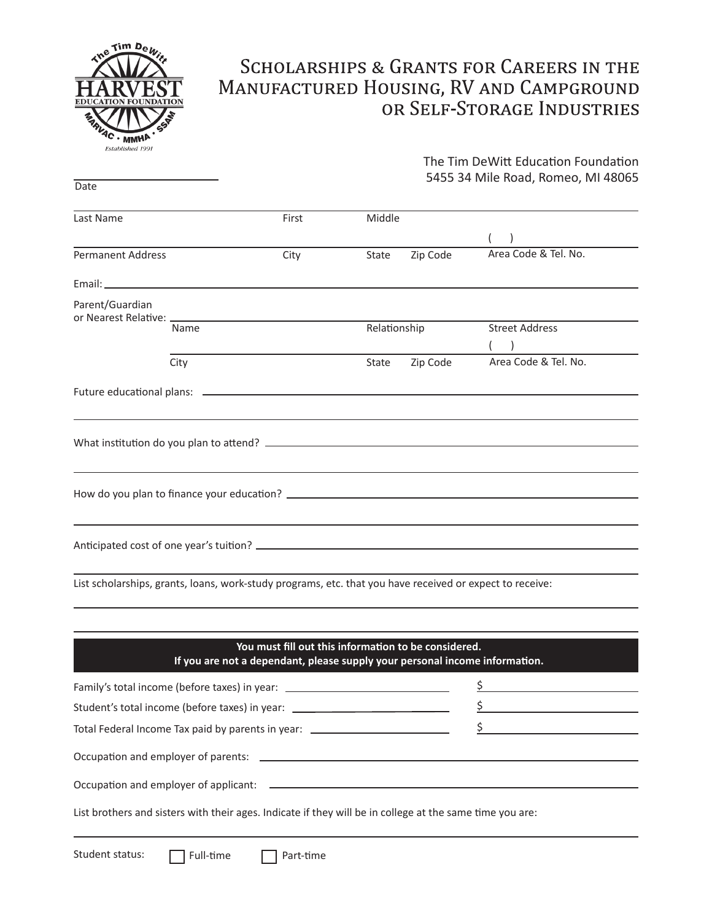# Scholarships & Grants for Careers in the Manufactured Housing, RV and Campground or Self-Storage Industries

The Tim DeWitt Education Foundation
5455 34 Mile Road, Romeo, MI 48065

______________________
Date

Last Name ______ First ______ Middle ______

Permanent Address ______ City ______ State ______ Zip Code ______ ( ) Area Code & Tel. No. ______

Email: ______________________

Parent/Guardian or Nearest Relative: Name ______ Relationship ______ Street Address ______

City ______ State ______ Zip Code ______ ( ) Area Code & Tel. No. ______

Future educational plans: ______________________

What institution do you plan to attend? ______________________

How do you plan to finance your education? ______________________

Anticipated cost of one year's tuition? ______________________

List scholarships, grants, loans, work-study programs, etc. that you have received or expect to receive:

______________________

**You must fill out this information to be considered.**
**If you are not a dependant, please supply your personal income information.**

Family's total income (before taxes) in year: ______ $ ______

Student's total income (before taxes) in year: ______ $ ______

Total Federal Income Tax paid by parents in year: ______ $ ______

Occupation and employer of parents: ______________________

Occupation and employer of applicant: ______________________

List brothers and sisters with their ages. Indicate if they will be in college at the same time you are:

______________________

Student status: ☐ Full-time ☐ Part-time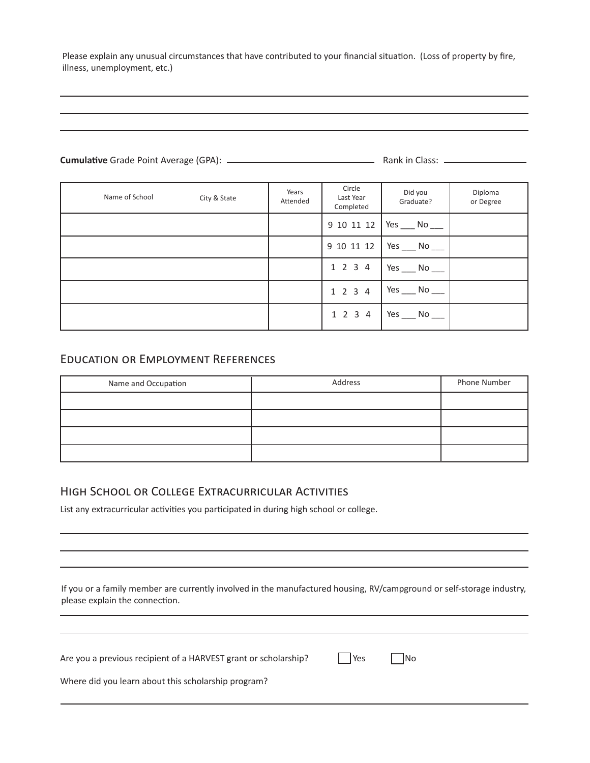Please explain any unusual circumstances that have contributed to your financial situation. (Loss of property by fire, illness, unemployment, etc.)

______________________________________________________________________________

______________________________________________________________________________

______________________________________________________________________________

**Cumulative** Grade Point Average (GPA): ______________________ Rank in Class: ______________

| Name of School | City & State | Years Attended | Circle Last Year Completed | Did you Graduate? | Diploma or Degree |
|---|---|---|---|---|---|
| | | | 9 10 11 12 | Yes ___ No ___ | |
| | | | 9 10 11 12 | Yes ___ No ___ | |
| | | | 1 2 3 4 | Yes ___ No ___ | |
| | | | 1 2 3 4 | Yes ___ No ___ | |
| | | | 1 2 3 4 | Yes ___ No ___ | |

## Education or Employment References

| Name and Occupation | Address | Phone Number |
|---|---|---|
| | | |
| | | |
| | | |
| | | |

## High School or College Extracurricular Activities

List any extracurricular activities you participated in during high school or college.

______________________________________________________________________________

______________________________________________________________________________

______________________________________________________________________________

If you or a family member are currently involved in the manufactured housing, RV/campground or self-storage industry, please explain the connection.

______________________________________________________________________________

______________________________________________________________________________

Are you a previous recipient of a HARVEST grant or scholarship? ☐ Yes ☐ No

Where did you learn about this scholarship program?

______________________________________________________________________________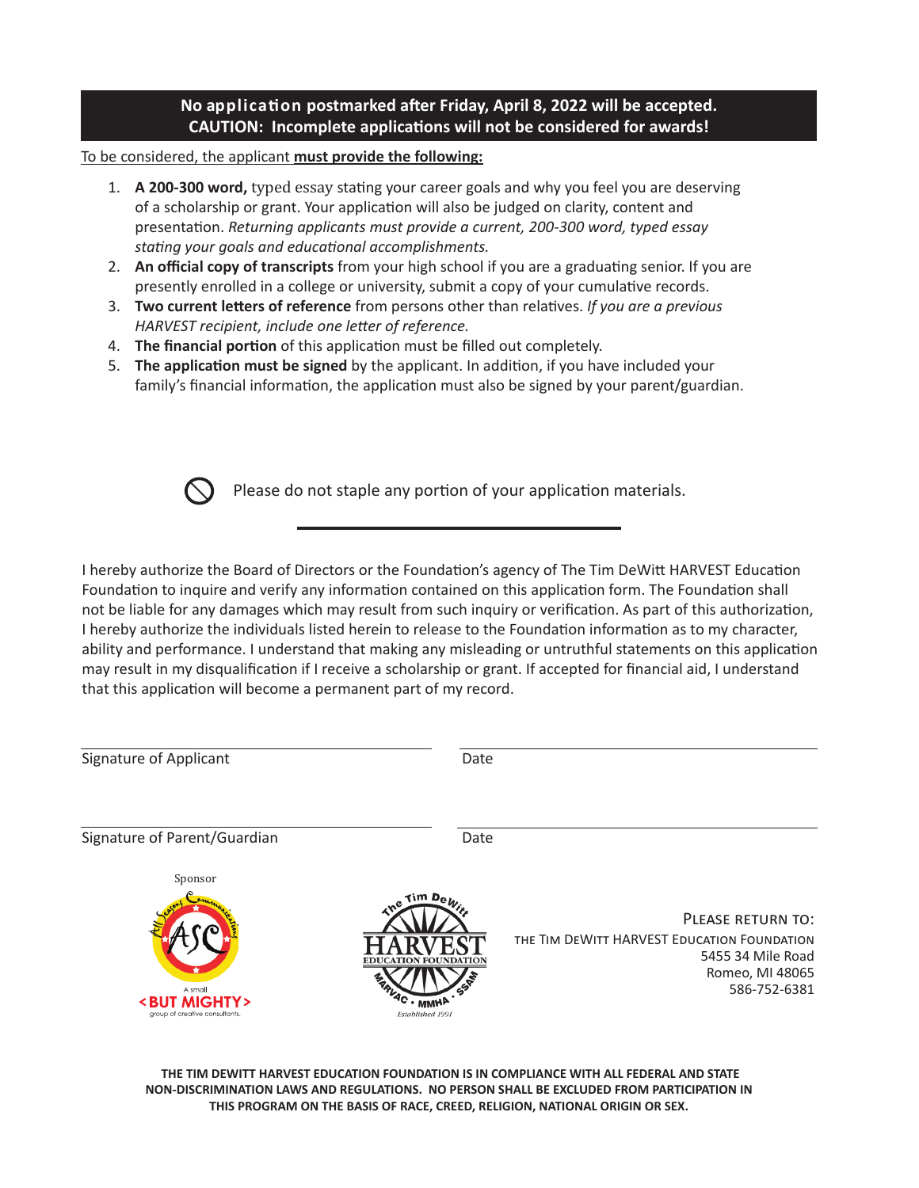**No application postmarked after Friday, April 8, 2022 will be accepted.**
**CAUTION: Incomplete applications will not be considered for awards!**

To be considered, the applicant **must provide the following:**

1. **A 200-300 word,** typed essay stating your career goals and why you feel you are deserving of a scholarship or grant. Your application will also be judged on clarity, content and presentation. *Returning applicants must provide a current, 200-300 word, typed essay stating your goals and educational accomplishments.*
2. **An official copy of transcripts** from your high school if you are a graduating senior. If you are presently enrolled in a college or university, submit a copy of your cumulative records.
3. **Two current letters of reference** from persons other than relatives. *If you are a previous HARVEST recipient, include one letter of reference.*
4. **The financial portion** of this application must be filled out completely.
5. **The application must be signed** by the applicant. In addition, if you have included your family's financial information, the application must also be signed by your parent/guardian.

Please do not staple any portion of your application materials.

---

I hereby authorize the Board of Directors or the Foundation's agency of The Tim DeWitt HARVEST Education Foundation to inquire and verify any information contained on this application form. The Foundation shall not be liable for any damages which may result from such inquiry or verification. As part of this authorization, I hereby authorize the individuals listed herein to release to the Foundation information as to my character, ability and performance. I understand that making any misleading or untruthful statements on this application may result in my disqualification if I receive a scholarship or grant. If accepted for financial aid, I understand that this application will become a permanent part of my record.

Signature of Applicant ______________________ Date ______________________

Signature of Parent/Guardian ______________________ Date ______________________

Sponsor

All Seasons Communications ASC
A small <BUT MIGHTY> group of creative consultants.

The Tim DeWitt HARVEST EDUCATION FOUNDATION
MARVAC • MMHA • SSAM
Established 1991

PLEASE RETURN TO:
THE TIM DEWITT HARVEST EDUCATION FOUNDATION
5455 34 Mile Road
Romeo, MI 48065
586-752-6381

**THE TIM DEWITT HARVEST EDUCATION FOUNDATION IS IN COMPLIANCE WITH ALL FEDERAL AND STATE NON-DISCRIMINATION LAWS AND REGULATIONS. NO PERSON SHALL BE EXCLUDED FROM PARTICIPATION IN THIS PROGRAM ON THE BASIS OF RACE, CREED, RELIGION, NATIONAL ORIGIN OR SEX.**